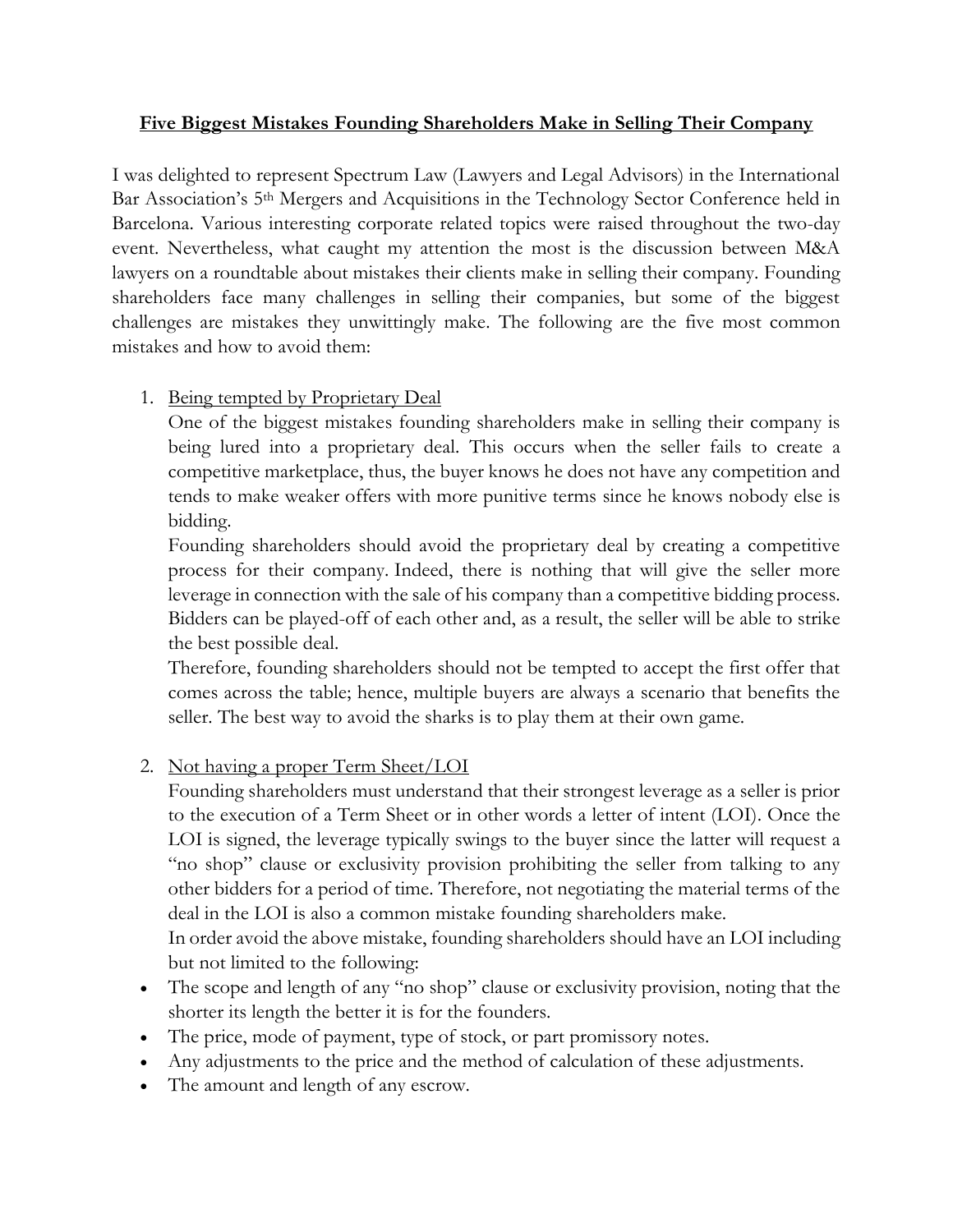# **<u>Five Biggest Mistakes Founding Shareholders Make in Selling Their Company</u>**

I was delighted to represent Spectrum Law (Lawyers and Legal Advisors) in the International Bar Association's 5th Mergers and Acquisitions in the Technology Sector Conference held in Barcelona. Various interesting corporate related topics were raised throughout the two-day event. Nevertheless, what caught my attention the most is the discussion between M&A lawyers on a roundtable about mistakes their clients make in selling their company. Founding shareholders face many challenges in selling their companies, but some of the biggest challenges are mistakes they unwittingly make. The following are the five most common mistakes and how to avoid them:

1. <u>Being tempted by Proprietary Deal</u>

   One of the biggest mistakes founding shareholders make in selling their company is being lured into a proprietary deal. This occurs when the seller fails to create a competitive marketplace, thus, the buyer knows he does not have any competition and tends to make weaker offers with more punitive terms since he knows nobody else is bidding.

   Founding shareholders should avoid the proprietary deal by creating a competitive process for their company. Indeed, there is nothing that will give the seller more leverage in connection with the sale of his company than a competitive bidding process. Bidders can be played-off of each other and, as a result, the seller will be able to strike the best possible deal.

   Therefore, founding shareholders should not be tempted to accept the first offer that comes across the table; hence, multiple buyers are always a scenario that benefits the seller. The best way to avoid the sharks is to play them at their own game.

2. <u>Not having a proper Term Sheet/LOI</u>

   Founding shareholders must understand that their strongest leverage as a seller is prior to the execution of a Term Sheet or in other words a letter of intent (LOI). Once the LOI is signed, the leverage typically swings to the buyer since the latter will request a "no shop" clause or exclusivity provision prohibiting the seller from talking to any other bidders for a period of time. Therefore, not negotiating the material terms of the deal in the LOI is also a common mistake founding shareholders make.

   In order avoid the above mistake, founding shareholders should have an LOI including but not limited to the following:

- The scope and length of any "no shop" clause or exclusivity provision, noting that the shorter its length the better it is for the founders.
- The price, mode of payment, type of stock, or part promissory notes.
- Any adjustments to the price and the method of calculation of these adjustments.
- The amount and length of any escrow.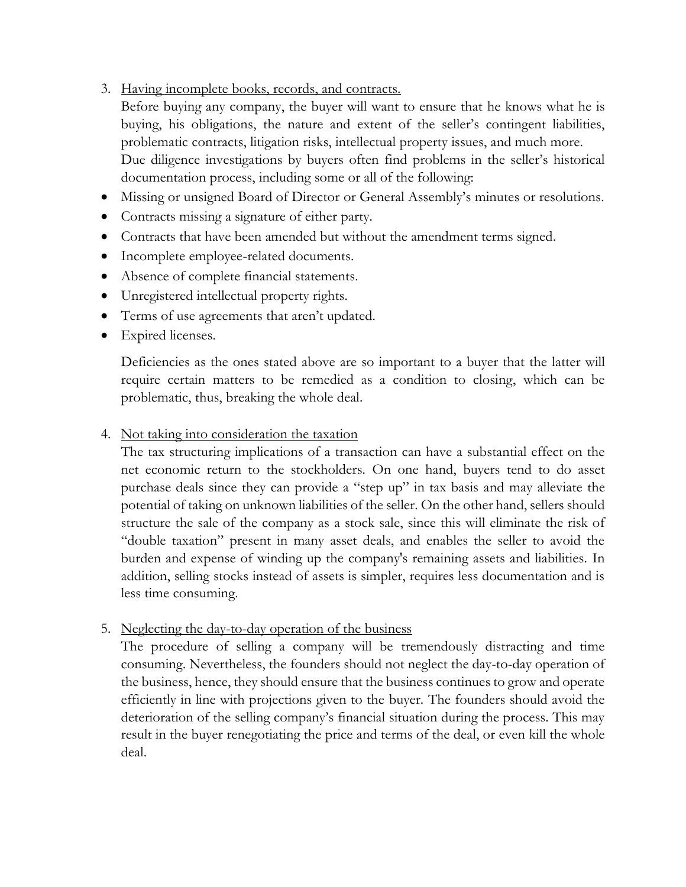3. <u>Having incomplete books, records, and contracts.</u>
   Before buying any company, the buyer will want to ensure that he knows what he is buying, his obligations, the nature and extent of the seller's contingent liabilities, problematic contracts, litigation risks, intellectual property issues, and much more.
   Due diligence investigations by buyers often find problems in the seller's historical documentation process, including some or all of the following:

- Missing or unsigned Board of Director or General Assembly's minutes or resolutions.
- Contracts missing a signature of either party.
- Contracts that have been amended but without the amendment terms signed.
- Incomplete employee-related documents.
- Absence of complete financial statements.
- Unregistered intellectual property rights.
- Terms of use agreements that aren't updated.
- Expired licenses.

   Deficiencies as the ones stated above are so important to a buyer that the latter will require certain matters to be remedied as a condition to closing, which can be problematic, thus, breaking the whole deal.

4. <u>Not taking into consideration the taxation</u>
   The tax structuring implications of a transaction can have a substantial effect on the net economic return to the stockholders. On one hand, buyers tend to do asset purchase deals since they can provide a "step up" in tax basis and may alleviate the potential of taking on unknown liabilities of the seller. On the other hand, sellers should structure the sale of the company as a stock sale, since this will eliminate the risk of "double taxation" present in many asset deals, and enables the seller to avoid the burden and expense of winding up the company's remaining assets and liabilities. In addition, selling stocks instead of assets is simpler, requires less documentation and is less time consuming.

5. <u>Neglecting the day-to-day operation of the business</u>
   The procedure of selling a company will be tremendously distracting and time consuming. Nevertheless, the founders should not neglect the day-to-day operation of the business, hence, they should ensure that the business continues to grow and operate efficiently in line with projections given to the buyer. The founders should avoid the deterioration of the selling company's financial situation during the process. This may result in the buyer renegotiating the price and terms of the deal, or even kill the whole deal.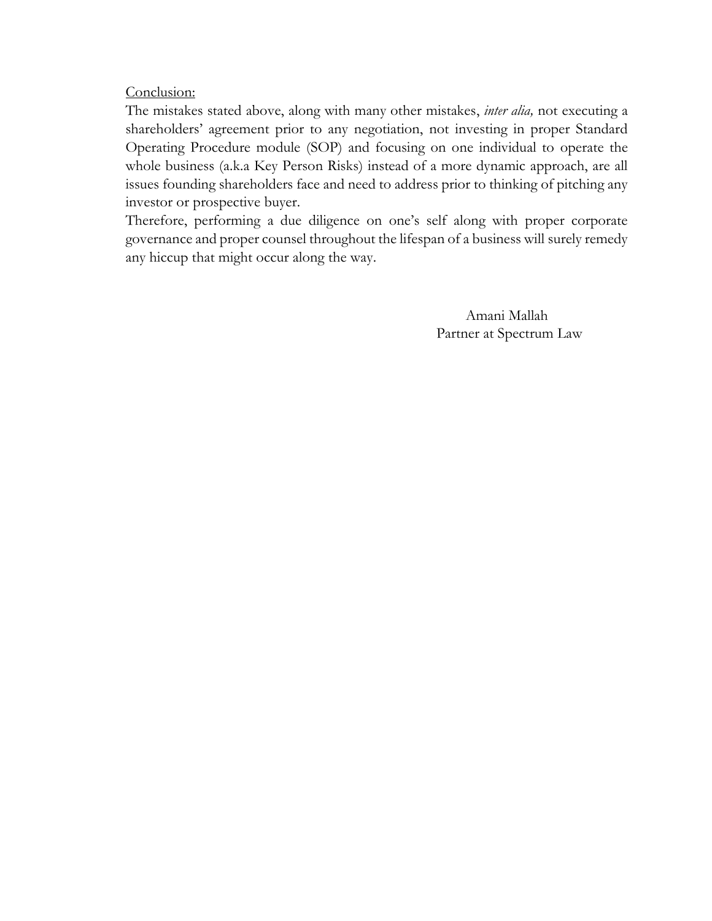<u>Conclusion:</u>

The mistakes stated above, along with many other mistakes, *inter alia,* not executing a shareholders' agreement prior to any negotiation, not investing in proper Standard Operating Procedure module (SOP) and focusing on one individual to operate the whole business (a.k.a Key Person Risks) instead of a more dynamic approach, are all issues founding shareholders face and need to address prior to thinking of pitching any investor or prospective buyer.

Therefore, performing a due diligence on one's self along with proper corporate governance and proper counsel throughout the lifespan of a business will surely remedy any hiccup that might occur along the way.

Amani Mallah
Partner at Spectrum Law